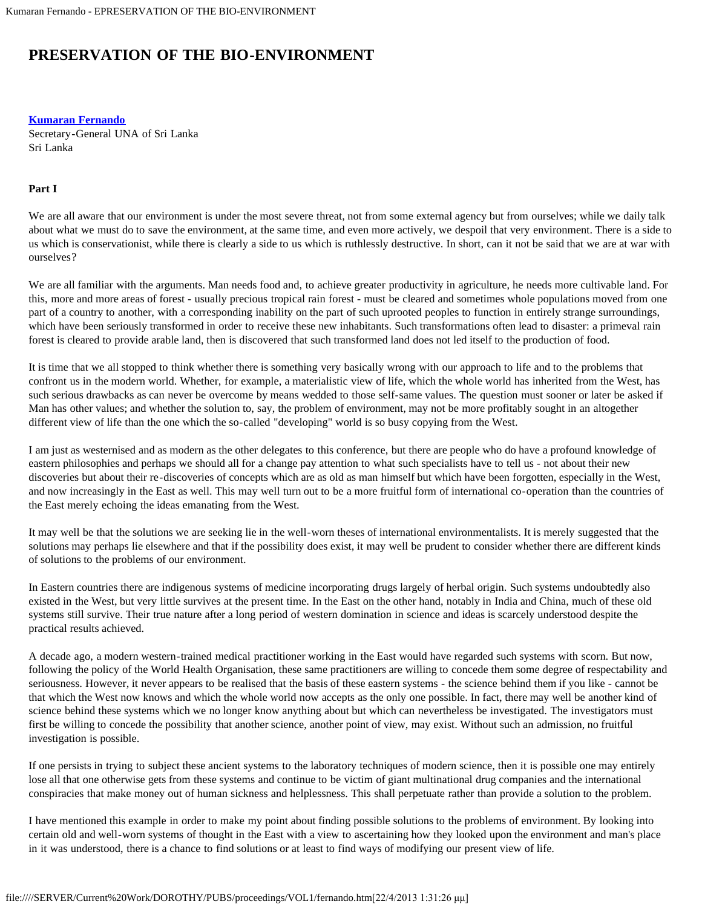# PRESERVATION OF THE BIO-ENVIRONMENT

**Kumaran Fernando**
Secretary-General UNA of Sri Lanka
Sri Lanka

**Part I**

We are all aware that our environment is under the most severe threat, not from some external agency but from ourselves; while we daily talk about what we must do to save the environment, at the same time, and even more actively, we despoil that very environment. There is a side to us which is conservationist, while there is clearly a side to us which is ruthlessly destructive. In short, can it not be said that we are at war with ourselves?

We are all familiar with the arguments. Man needs food and, to achieve greater productivity in agriculture, he needs more cultivable land. For this, more and more areas of forest - usually precious tropical rain forest - must be cleared and sometimes whole populations moved from one part of a country to another, with a corresponding inability on the part of such uprooted peoples to function in entirely strange surroundings, which have been seriously transformed in order to receive these new inhabitants. Such transformations often lead to disaster: a primeval rain forest is cleared to provide arable land, then is discovered that such transformed land does not led itself to the production of food.

It is time that we all stopped to think whether there is something very basically wrong with our approach to life and to the problems that confront us in the modern world. Whether, for example, a materialistic view of life, which the whole world has inherited from the West, has such serious drawbacks as can never be overcome by means wedded to those self-same values. The question must sooner or later be asked if Man has other values; and whether the solution to, say, the problem of environment, may not be more profitably sought in an altogether different view of life than the one which the so-called "developing" world is so busy copying from the West.

I am just as westernised and as modern as the other delegates to this conference, but there are people who do have a profound knowledge of eastern philosophies and perhaps we should all for a change pay attention to what such specialists have to tell us - not about their new discoveries but about their re-discoveries of concepts which are as old as man himself but which have been forgotten, especially in the West, and now increasingly in the East as well. This may well turn out to be a more fruitful form of international co-operation than the countries of the East merely echoing the ideas emanating from the West.

It may well be that the solutions we are seeking lie in the well-worn theses of international environmentalists. It is merely suggested that the solutions may perhaps lie elsewhere and that if the possibility does exist, it may well be prudent to consider whether there are different kinds of solutions to the problems of our environment.

In Eastern countries there are indigenous systems of medicine incorporating drugs largely of herbal origin. Such systems undoubtedly also existed in the West, but very little survives at the present time. In the East on the other hand, notably in India and China, much of these old systems still survive. Their true nature after a long period of western domination in science and ideas is scarcely understood despite the practical results achieved.

A decade ago, a modern western-trained medical practitioner working in the East would have regarded such systems with scorn. But now, following the policy of the World Health Organisation, these same practitioners are willing to concede them some degree of respectability and seriousness. However, it never appears to be realised that the basis of these eastern systems - the science behind them if you like - cannot be that which the West now knows and which the whole world now accepts as the only one possible. In fact, there may well be another kind of science behind these systems which we no longer know anything about but which can nevertheless be investigated. The investigators must first be willing to concede the possibility that another science, another point of view, may exist. Without such an admission, no fruitful investigation is possible.

If one persists in trying to subject these ancient systems to the laboratory techniques of modern science, then it is possible one may entirely lose all that one otherwise gets from these systems and continue to be victim of giant multinational drug companies and the international conspiracies that make money out of human sickness and helplessness. This shall perpetuate rather than provide a solution to the problem.

I have mentioned this example in order to make my point about finding possible solutions to the problems of environment. By looking into certain old and well-worn systems of thought in the East with a view to ascertaining how they looked upon the environment and man's place in it was understood, there is a chance to find solutions or at least to find ways of modifying our present view of life.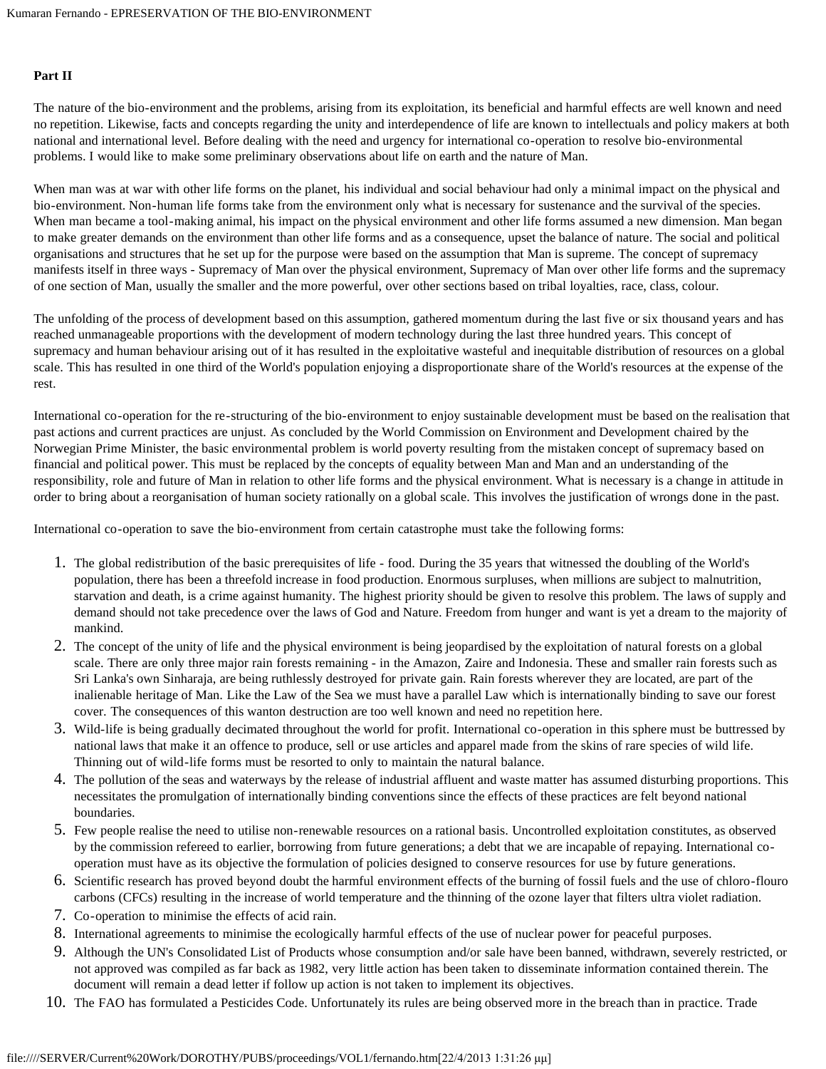**Part II**

The nature of the bio-environment and the problems, arising from its exploitation, its beneficial and harmful effects are well known and need no repetition. Likewise, facts and concepts regarding the unity and interdependence of life are known to intellectuals and policy makers at both national and international level. Before dealing with the need and urgency for international co-operation to resolve bio-environmental problems. I would like to make some preliminary observations about life on earth and the nature of Man.

When man was at war with other life forms on the planet, his individual and social behaviour had only a minimal impact on the physical and bio-environment. Non-human life forms take from the environment only what is necessary for sustenance and the survival of the species. When man became a tool-making animal, his impact on the physical environment and other life forms assumed a new dimension. Man began to make greater demands on the environment than other life forms and as a consequence, upset the balance of nature. The social and political organisations and structures that he set up for the purpose were based on the assumption that Man is supreme. The concept of supremacy manifests itself in three ways - Supremacy of Man over the physical environment, Supremacy of Man over other life forms and the supremacy of one section of Man, usually the smaller and the more powerful, over other sections based on tribal loyalties, race, class, colour.

The unfolding of the process of development based on this assumption, gathered momentum during the last five or six thousand years and has reached unmanageable proportions with the development of modern technology during the last three hundred years. This concept of supremacy and human behaviour arising out of it has resulted in the exploitative wasteful and inequitable distribution of resources on a global scale. This has resulted in one third of the World's population enjoying a disproportionate share of the World's resources at the expense of the rest.

International co-operation for the re-structuring of the bio-environment to enjoy sustainable development must be based on the realisation that past actions and current practices are unjust. As concluded by the World Commission on Environment and Development chaired by the Norwegian Prime Minister, the basic environmental problem is world poverty resulting from the mistaken concept of supremacy based on financial and political power. This must be replaced by the concepts of equality between Man and Man and an understanding of the responsibility, role and future of Man in relation to other life forms and the physical environment. What is necessary is a change in attitude in order to bring about a reorganisation of human society rationally on a global scale. This involves the justification of wrongs done in the past.

International co-operation to save the bio-environment from certain catastrophe must take the following forms:

1. The global redistribution of the basic prerequisites of life - food. During the 35 years that witnessed the doubling of the World's population, there has been a threefold increase in food production. Enormous surpluses, when millions are subject to malnutrition, starvation and death, is a crime against humanity. The highest priority should be given to resolve this problem. The laws of supply and demand should not take precedence over the laws of God and Nature. Freedom from hunger and want is yet a dream to the majority of mankind.
2. The concept of the unity of life and the physical environment is being jeopardised by the exploitation of natural forests on a global scale. There are only three major rain forests remaining - in the Amazon, Zaire and Indonesia. These and smaller rain forests such as Sri Lanka's own Sinharaja, are being ruthlessly destroyed for private gain. Rain forests wherever they are located, are part of the inalienable heritage of Man. Like the Law of the Sea we must have a parallel Law which is internationally binding to save our forest cover. The consequences of this wanton destruction are too well known and need no repetition here.
3. Wild-life is being gradually decimated throughout the world for profit. International co-operation in this sphere must be buttressed by national laws that make it an offence to produce, sell or use articles and apparel made from the skins of rare species of wild life. Thinning out of wild-life forms must be resorted to only to maintain the natural balance.
4. The pollution of the seas and waterways by the release of industrial affluent and waste matter has assumed disturbing proportions. This necessitates the promulgation of internationally binding conventions since the effects of these practices are felt beyond national boundaries.
5. Few people realise the need to utilise non-renewable resources on a rational basis. Uncontrolled exploitation constitutes, as observed by the commission refereed to earlier, borrowing from future generations; a debt that we are incapable of repaying. International co-operation must have as its objective the formulation of policies designed to conserve resources for use by future generations.
6. Scientific research has proved beyond doubt the harmful environment effects of the burning of fossil fuels and the use of chloro-flouro carbons (CFCs) resulting in the increase of world temperature and the thinning of the ozone layer that filters ultra violet radiation.
7. Co-operation to minimise the effects of acid rain.
8. International agreements to minimise the ecologically harmful effects of the use of nuclear power for peaceful purposes.
9. Although the UN's Consolidated List of Products whose consumption and/or sale have been banned, withdrawn, severely restricted, or not approved was compiled as far back as 1982, very little action has been taken to disseminate information contained therein. The document will remain a dead letter if follow up action is not taken to implement its objectives.
10. The FAO has formulated a Pesticides Code. Unfortunately its rules are being observed more in the breach than in practice. Trade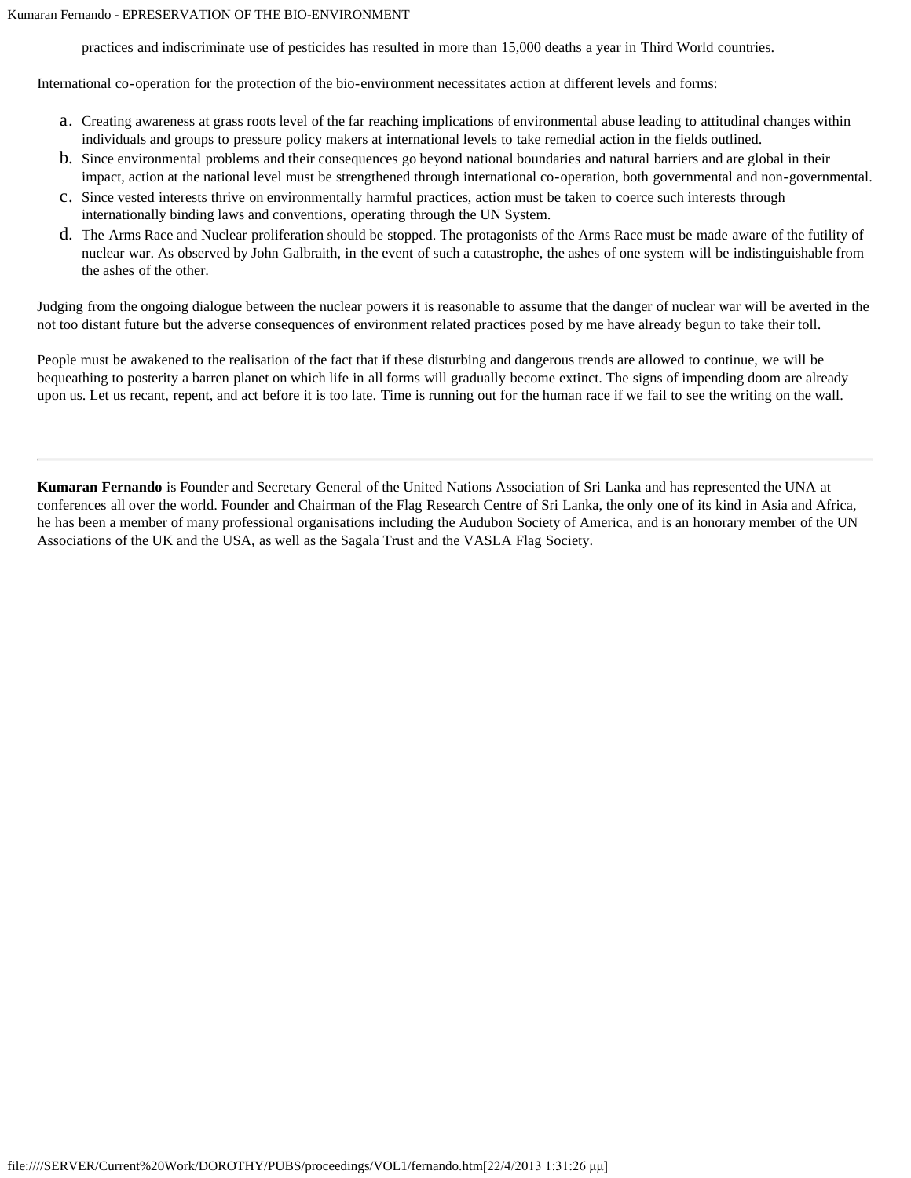practices and indiscriminate use of pesticides has resulted in more than 15,000 deaths a year in Third World countries.

International co-operation for the protection of the bio-environment necessitates action at different levels and forms:

a. Creating awareness at grass roots level of the far reaching implications of environmental abuse leading to attitudinal changes within individuals and groups to pressure policy makers at international levels to take remedial action in the fields outlined.
b. Since environmental problems and their consequences go beyond national boundaries and natural barriers and are global in their impact, action at the national level must be strengthened through international co-operation, both governmental and non-governmental.
c. Since vested interests thrive on environmentally harmful practices, action must be taken to coerce such interests through internationally binding laws and conventions, operating through the UN System.
d. The Arms Race and Nuclear proliferation should be stopped. The protagonists of the Arms Race must be made aware of the futility of nuclear war. As observed by John Galbraith, in the event of such a catastrophe, the ashes of one system will be indistinguishable from the ashes of the other.

Judging from the ongoing dialogue between the nuclear powers it is reasonable to assume that the danger of nuclear war will be averted in the not too distant future but the adverse consequences of environment related practices posed by me have already begun to take their toll.

People must be awakened to the realisation of the fact that if these disturbing and dangerous trends are allowed to continue, we will be bequeathing to posterity a barren planet on which life in all forms will gradually become extinct. The signs of impending doom are already upon us. Let us recant, repent, and act before it is too late. Time is running out for the human race if we fail to see the writing on the wall.

---

**Kumaran Fernando** is Founder and Secretary General of the United Nations Association of Sri Lanka and has represented the UNA at conferences all over the world. Founder and Chairman of the Flag Research Centre of Sri Lanka, the only one of its kind in Asia and Africa, he has been a member of many professional organisations including the Audubon Society of America, and is an honorary member of the UN Associations of the UK and the USA, as well as the Sagala Trust and the VASLA Flag Society.